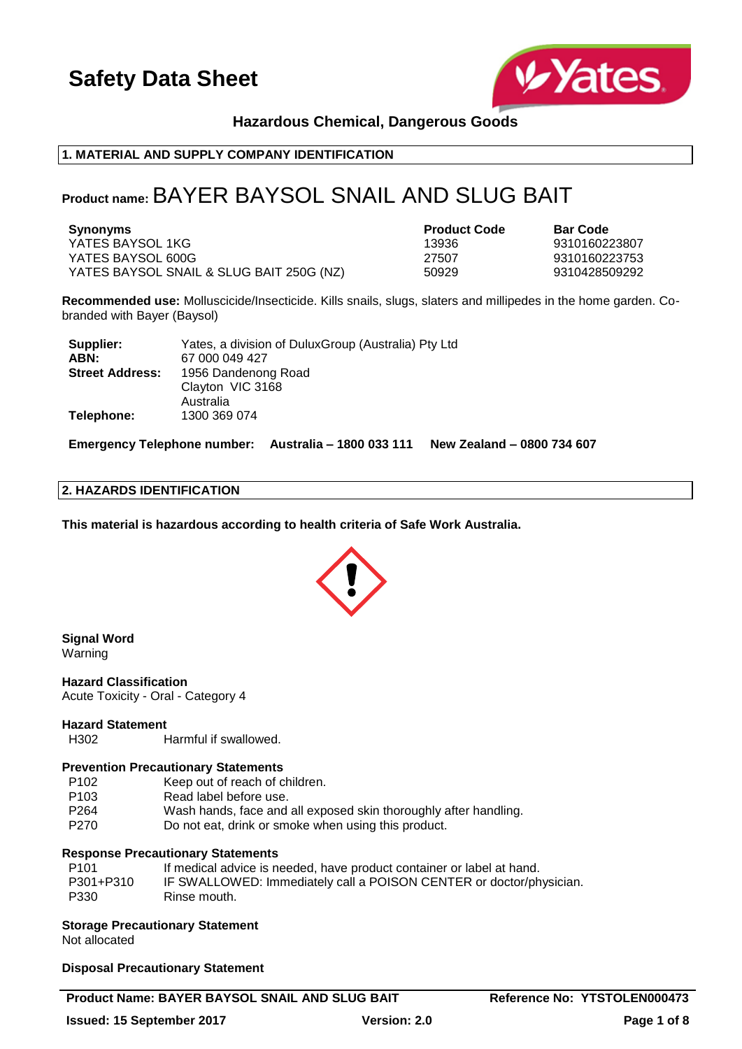# Safety Data Sheet

**Hazardous Chemical, Dangerous Goods**

## 1. MATERIAL AND SUPPLY COMPANY IDENTIFICATION

**Product name:** BAYER BAYSOL SNAIL AND SLUG BAIT

| Synonyms | Product Code | Bar Code |
|---|---|---|
| YATES BAYSOL 1KG | 13936 | 9310160223807 |
| YATES BAYSOL 600G | 27507 | 9310160223753 |
| YATES BAYSOL SNAIL & SLUG BAIT 250G (NZ) | 50929 | 9310428509292 |

**Recommended use:** Molluscicide/Insecticide. Kills snails, slugs, slaters and millipedes in the home garden. Co-branded with Bayer (Baysol)

**Supplier:** Yates, a division of DuluxGroup (Australia) Pty Ltd
**ABN:** 67 000 049 427
**Street Address:** 1956 Dandenong Road
Clayton VIC 3168
Australia
**Telephone:** 1300 369 074

**Emergency Telephone number: Australia – 1800 033 111 New Zealand – 0800 734 607**

## 2. HAZARDS IDENTIFICATION

**This material is hazardous according to health criteria of Safe Work Australia.**

**Signal Word**
Warning

**Hazard Classification**
Acute Toxicity - Oral - Category 4

**Hazard Statement**

| | |
|---|---|
| H302 | Harmful if swallowed. |

**Prevention Precautionary Statements**

| | |
|---|---|
| P102 | Keep out of reach of children. |
| P103 | Read label before use. |
| P264 | Wash hands, face and all exposed skin thoroughly after handling. |
| P270 | Do not eat, drink or smoke when using this product. |

**Response Precautionary Statements**

| | |
|---|---|
| P101 | If medical advice is needed, have product container or label at hand. |
| P301+P310 | IF SWALLOWED: Immediately call a POISON CENTER or doctor/physician. |
| P330 | Rinse mouth. |

**Storage Precautionary Statement**
Not allocated

**Disposal Precautionary Statement**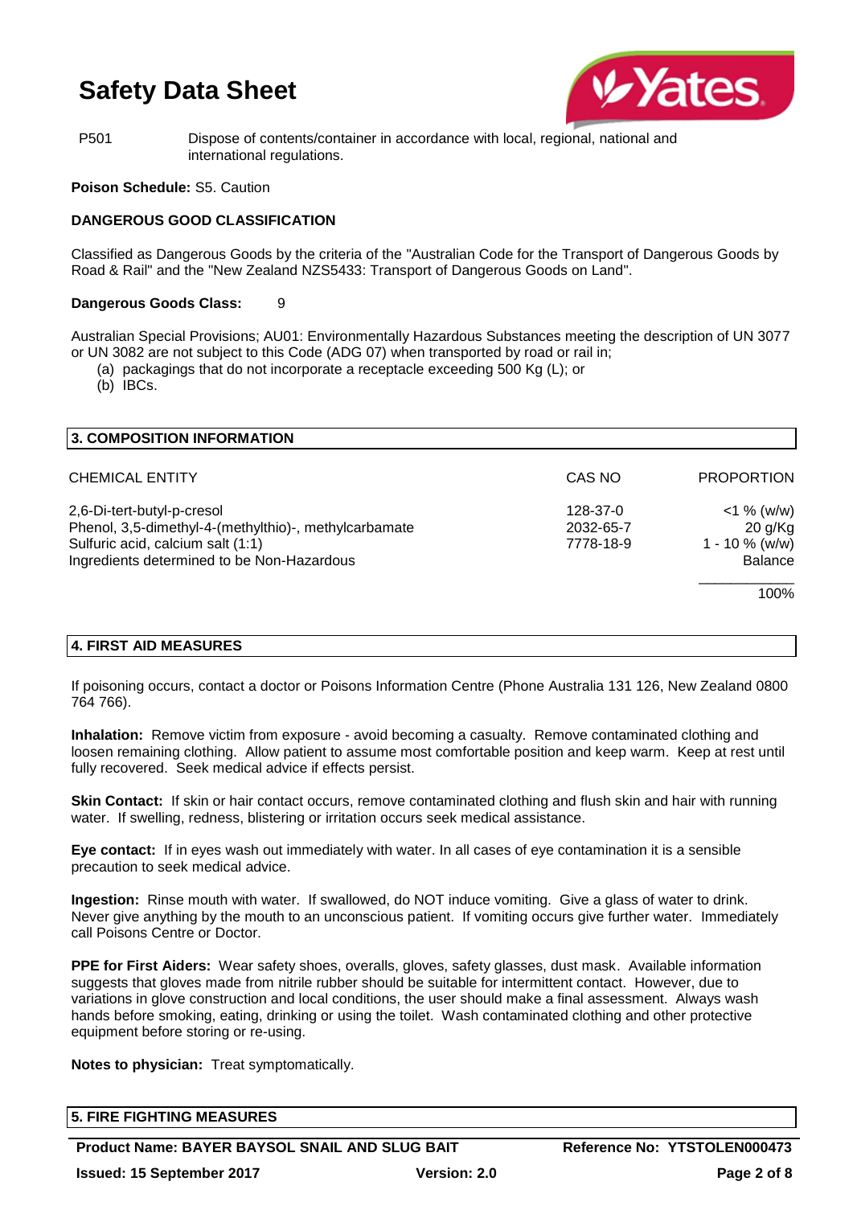P501 Dispose of contents/container in accordance with local, regional, national and international regulations.

**Poison Schedule:** S5. Caution

**DANGEROUS GOOD CLASSIFICATION**

Classified as Dangerous Goods by the criteria of the "Australian Code for the Transport of Dangerous Goods by Road & Rail" and the "New Zealand NZS5433: Transport of Dangerous Goods on Land".

**Dangerous Goods Class:** 9

Australian Special Provisions; AU01: Environmentally Hazardous Substances meeting the description of UN 3077 or UN 3082 are not subject to this Code (ADG 07) when transported by road or rail in;

(a) packagings that do not incorporate a receptacle exceeding 500 Kg (L); or
(b) IBCs.

## 3. COMPOSITION INFORMATION

| CHEMICAL ENTITY | CAS NO | PROPORTION |
|---|---|---|
| 2,6-Di-tert-butyl-p-cresol | 128-37-0 | <1 % (w/w) |
| Phenol, 3,5-dimethyl-4-(methylthio)-, methylcarbamate | 2032-65-7 | 20 g/Kg |
| Sulfuric acid, calcium salt (1:1) | 7778-18-9 | 1 - 10 % (w/w) |
| Ingredients determined to be Non-Hazardous | | Balance |
| | | 100% |

## 4. FIRST AID MEASURES

If poisoning occurs, contact a doctor or Poisons Information Centre (Phone Australia 131 126, New Zealand 0800 764 766).

**Inhalation:** Remove victim from exposure - avoid becoming a casualty. Remove contaminated clothing and loosen remaining clothing. Allow patient to assume most comfortable position and keep warm. Keep at rest until fully recovered. Seek medical advice if effects persist.

**Skin Contact:** If skin or hair contact occurs, remove contaminated clothing and flush skin and hair with running water. If swelling, redness, blistering or irritation occurs seek medical assistance.

**Eye contact:** If in eyes wash out immediately with water. In all cases of eye contamination it is a sensible precaution to seek medical advice.

**Ingestion:** Rinse mouth with water. If swallowed, do NOT induce vomiting. Give a glass of water to drink. Never give anything by the mouth to an unconscious patient. If vomiting occurs give further water. Immediately call Poisons Centre or Doctor.

**PPE for First Aiders:** Wear safety shoes, overalls, gloves, safety glasses, dust mask. Available information suggests that gloves made from nitrile rubber should be suitable for intermittent contact. However, due to variations in glove construction and local conditions, the user should make a final assessment. Always wash hands before smoking, eating, drinking or using the toilet. Wash contaminated clothing and other protective equipment before storing or re-using.

**Notes to physician:** Treat symptomatically.

## 5. FIRE FIGHTING MEASURES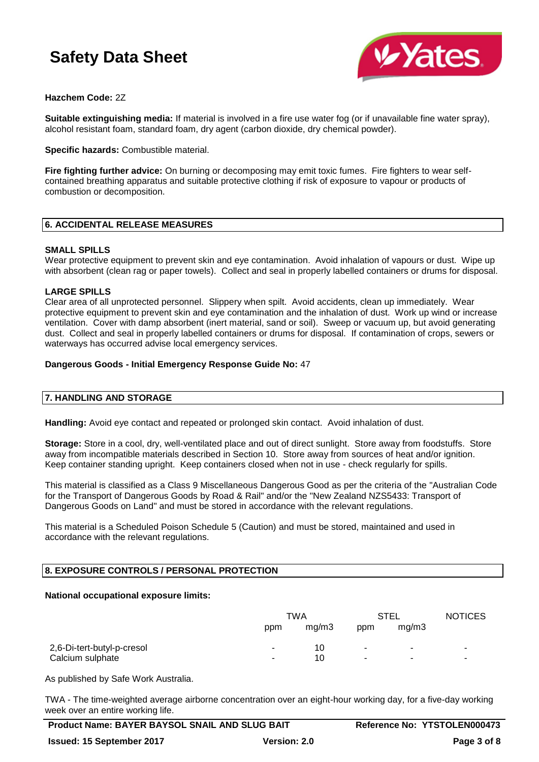**Hazchem Code:** 2Z

**Suitable extinguishing media:** If material is involved in a fire use water fog (or if unavailable fine water spray), alcohol resistant foam, standard foam, dry agent (carbon dioxide, dry chemical powder).

**Specific hazards:** Combustible material.

**Fire fighting further advice:** On burning or decomposing may emit toxic fumes. Fire fighters to wear self-contained breathing apparatus and suitable protective clothing if risk of exposure to vapour or products of combustion or decomposition.

## 6. ACCIDENTAL RELEASE MEASURES

### SMALL SPILLS

Wear protective equipment to prevent skin and eye contamination. Avoid inhalation of vapours or dust. Wipe up with absorbent (clean rag or paper towels). Collect and seal in properly labelled containers or drums for disposal.

### LARGE SPILLS

Clear area of all unprotected personnel. Slippery when spilt. Avoid accidents, clean up immediately. Wear protective equipment to prevent skin and eye contamination and the inhalation of dust. Work up wind or increase ventilation. Cover with damp absorbent (inert material, sand or soil). Sweep or vacuum up, but avoid generating dust. Collect and seal in properly labelled containers or drums for disposal. If contamination of crops, sewers or waterways has occurred advise local emergency services.

**Dangerous Goods - Initial Emergency Response Guide No:** 47

## 7. HANDLING AND STORAGE

**Handling:** Avoid eye contact and repeated or prolonged skin contact. Avoid inhalation of dust.

**Storage:** Store in a cool, dry, well-ventilated place and out of direct sunlight. Store away from foodstuffs. Store away from incompatible materials described in Section 10. Store away from sources of heat and/or ignition. Keep container standing upright. Keep containers closed when not in use - check regularly for spills.

This material is classified as a Class 9 Miscellaneous Dangerous Good as per the criteria of the "Australian Code for the Transport of Dangerous Goods by Road & Rail" and/or the "New Zealand NZS5433: Transport of Dangerous Goods on Land" and must be stored in accordance with the relevant regulations.

This material is a Scheduled Poison Schedule 5 (Caution) and must be stored, maintained and used in accordance with the relevant regulations.

## 8. EXPOSURE CONTROLS / PERSONAL PROTECTION

**National occupational exposure limits:**

| | TWA | | STEL | | NOTICES |
|---|---|---|---|---|---|
| | ppm | mg/m3 | ppm | mg/m3 | |
| 2,6-Di-tert-butyl-p-cresol | - | 10 | - | - | - |
| Calcium sulphate | - | 10 | - | - | - |

As published by Safe Work Australia.

TWA - The time-weighted average airborne concentration over an eight-hour working day, for a five-day working week over an entire working life.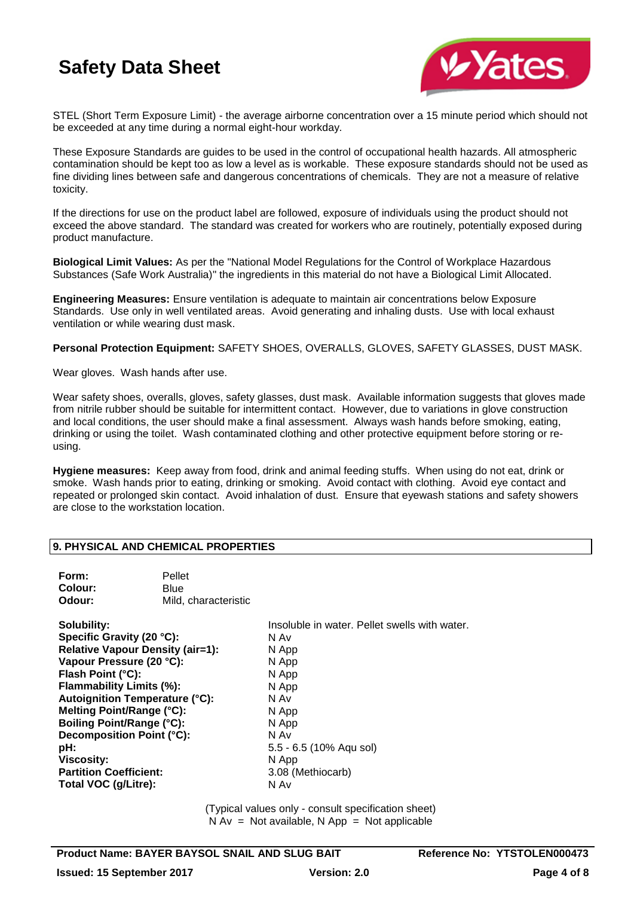STEL (Short Term Exposure Limit) - the average airborne concentration over a 15 minute period which should not be exceeded at any time during a normal eight-hour workday.

These Exposure Standards are guides to be used in the control of occupational health hazards. All atmospheric contamination should be kept too as low a level as is workable. These exposure standards should not be used as fine dividing lines between safe and dangerous concentrations of chemicals. They are not a measure of relative toxicity.

If the directions for use on the product label are followed, exposure of individuals using the product should not exceed the above standard. The standard was created for workers who are routinely, potentially exposed during product manufacture.

**Biological Limit Values:** As per the "National Model Regulations for the Control of Workplace Hazardous Substances (Safe Work Australia)" the ingredients in this material do not have a Biological Limit Allocated.

**Engineering Measures:** Ensure ventilation is adequate to maintain air concentrations below Exposure Standards. Use only in well ventilated areas. Avoid generating and inhaling dusts. Use with local exhaust ventilation or while wearing dust mask.

**Personal Protection Equipment:** SAFETY SHOES, OVERALLS, GLOVES, SAFETY GLASSES, DUST MASK.

Wear gloves. Wash hands after use.

Wear safety shoes, overalls, gloves, safety glasses, dust mask. Available information suggests that gloves made from nitrile rubber should be suitable for intermittent contact. However, due to variations in glove construction and local conditions, the user should make a final assessment. Always wash hands before smoking, eating, drinking or using the toilet. Wash contaminated clothing and other protective equipment before storing or re-using.

**Hygiene measures:** Keep away from food, drink and animal feeding stuffs. When using do not eat, drink or smoke. Wash hands prior to eating, drinking or smoking. Avoid contact with clothing. Avoid eye contact and repeated or prolonged skin contact. Avoid inhalation of dust. Ensure that eyewash stations and safety showers are close to the workstation location.

## 9. PHYSICAL AND CHEMICAL PROPERTIES

| | |
|---|---|
| **Form:** | Pellet |
| **Colour:** | Blue |
| **Odour:** | Mild, characteristic |

| | |
|---|---|
| **Solubility:** | Insoluble in water. Pellet swells with water. |
| **Specific Gravity (20 °C):** | N Av |
| **Relative Vapour Density (air=1):** | N App |
| **Vapour Pressure (20 °C):** | N App |
| **Flash Point (°C):** | N App |
| **Flammability Limits (%):** | N App |
| **Autoignition Temperature (°C):** | N Av |
| **Melting Point/Range (°C):** | N App |
| **Boiling Point/Range (°C):** | N App |
| **Decomposition Point (°C):** | N Av |
| **pH:** | 5.5 - 6.5 (10% Aqu sol) |
| **Viscosity:** | N App |
| **Partition Coefficient:** | 3.08 (Methiocarb) |
| **Total VOC (g/Litre):** | N Av |

(Typical values only - consult specification sheet)
N Av = Not available, N App = Not applicable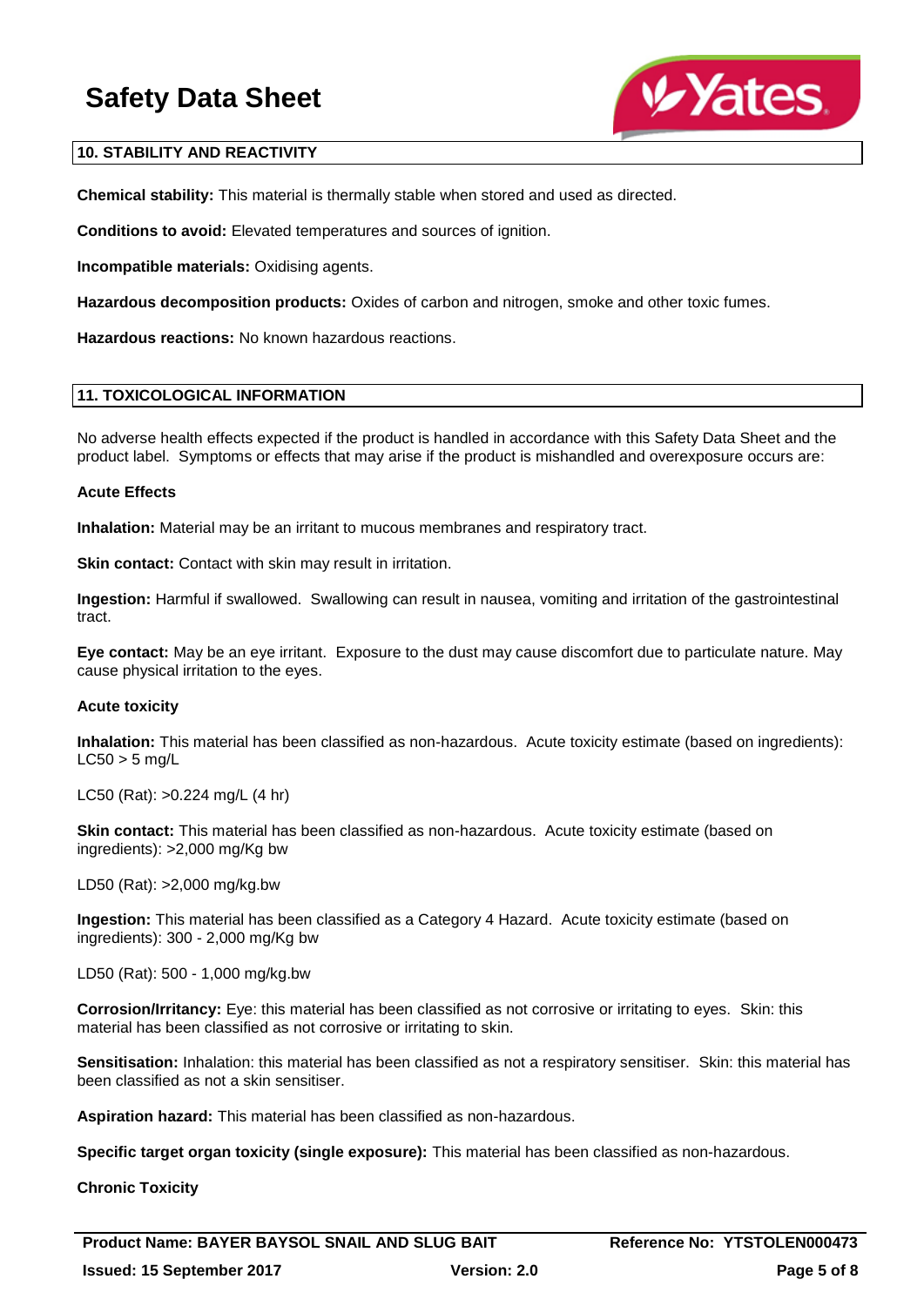## 10. STABILITY AND REACTIVITY

**Chemical stability:** This material is thermally stable when stored and used as directed.

**Conditions to avoid:** Elevated temperatures and sources of ignition.

**Incompatible materials:** Oxidising agents.

**Hazardous decomposition products:** Oxides of carbon and nitrogen, smoke and other toxic fumes.

**Hazardous reactions:** No known hazardous reactions.

## 11. TOXICOLOGICAL INFORMATION

No adverse health effects expected if the product is handled in accordance with this Safety Data Sheet and the product label. Symptoms or effects that may arise if the product is mishandled and overexposure occurs are:

**Acute Effects**

**Inhalation:** Material may be an irritant to mucous membranes and respiratory tract.

**Skin contact:** Contact with skin may result in irritation.

**Ingestion:** Harmful if swallowed. Swallowing can result in nausea, vomiting and irritation of the gastrointestinal tract.

**Eye contact:** May be an eye irritant. Exposure to the dust may cause discomfort due to particulate nature. May cause physical irritation to the eyes.

**Acute toxicity**

**Inhalation:** This material has been classified as non-hazardous. Acute toxicity estimate (based on ingredients): LC50 > 5 mg/L

LC50 (Rat): >0.224 mg/L (4 hr)

**Skin contact:** This material has been classified as non-hazardous. Acute toxicity estimate (based on ingredients): >2,000 mg/Kg bw

LD50 (Rat): >2,000 mg/kg.bw

**Ingestion:** This material has been classified as a Category 4 Hazard. Acute toxicity estimate (based on ingredients): 300 - 2,000 mg/Kg bw

LD50 (Rat): 500 - 1,000 mg/kg.bw

**Corrosion/Irritancy:** Eye: this material has been classified as not corrosive or irritating to eyes. Skin: this material has been classified as not corrosive or irritating to skin.

**Sensitisation:** Inhalation: this material has been classified as not a respiratory sensitiser. Skin: this material has been classified as not a skin sensitiser.

**Aspiration hazard:** This material has been classified as non-hazardous.

**Specific target organ toxicity (single exposure):** This material has been classified as non-hazardous.

**Chronic Toxicity**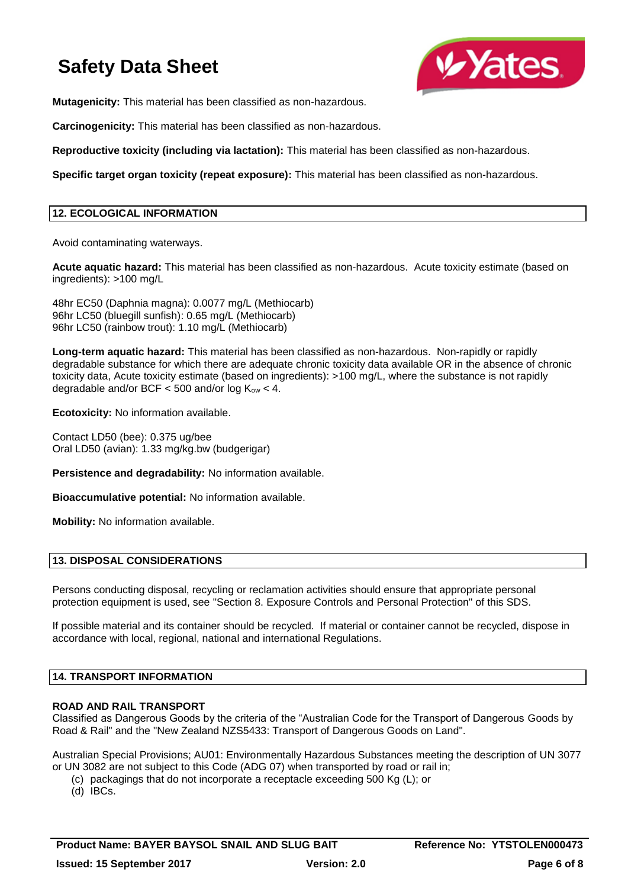**Mutagenicity:** This material has been classified as non-hazardous.

**Carcinogenicity:** This material has been classified as non-hazardous.

**Reproductive toxicity (including via lactation):** This material has been classified as non-hazardous.

**Specific target organ toxicity (repeat exposure):** This material has been classified as non-hazardous.

## 12. ECOLOGICAL INFORMATION

Avoid contaminating waterways.

**Acute aquatic hazard:** This material has been classified as non-hazardous. Acute toxicity estimate (based on ingredients): >100 mg/L

48hr EC50 (Daphnia magna): 0.0077 mg/L (Methiocarb)
96hr LC50 (bluegill sunfish): 0.65 mg/L (Methiocarb)
96hr LC50 (rainbow trout): 1.10 mg/L (Methiocarb)

**Long-term aquatic hazard:** This material has been classified as non-hazardous. Non-rapidly or rapidly degradable substance for which there are adequate chronic toxicity data available OR in the absence of chronic toxicity data, Acute toxicity estimate (based on ingredients): >100 mg/L, where the substance is not rapidly degradable and/or BCF < 500 and/or log $K_{ow}$ < 4.

**Ecotoxicity:** No information available.

Contact LD50 (bee): 0.375 ug/bee
Oral LD50 (avian): 1.33 mg/kg.bw (budgerigar)

**Persistence and degradability:** No information available.

**Bioaccumulative potential:** No information available.

**Mobility:** No information available.

## 13. DISPOSAL CONSIDERATIONS

Persons conducting disposal, recycling or reclamation activities should ensure that appropriate personal protection equipment is used, see "Section 8. Exposure Controls and Personal Protection" of this SDS.

If possible material and its container should be recycled. If material or container cannot be recycled, dispose in accordance with local, regional, national and international Regulations.

## 14. TRANSPORT INFORMATION

**ROAD AND RAIL TRANSPORT**
Classified as Dangerous Goods by the criteria of the "Australian Code for the Transport of Dangerous Goods by Road & Rail" and the "New Zealand NZS5433: Transport of Dangerous Goods on Land".

Australian Special Provisions; AU01: Environmentally Hazardous Substances meeting the description of UN 3077 or UN 3082 are not subject to this Code (ADG 07) when transported by road or rail in;

(c) packagings that do not incorporate a receptacle exceeding 500 Kg (L); or
(d) IBCs.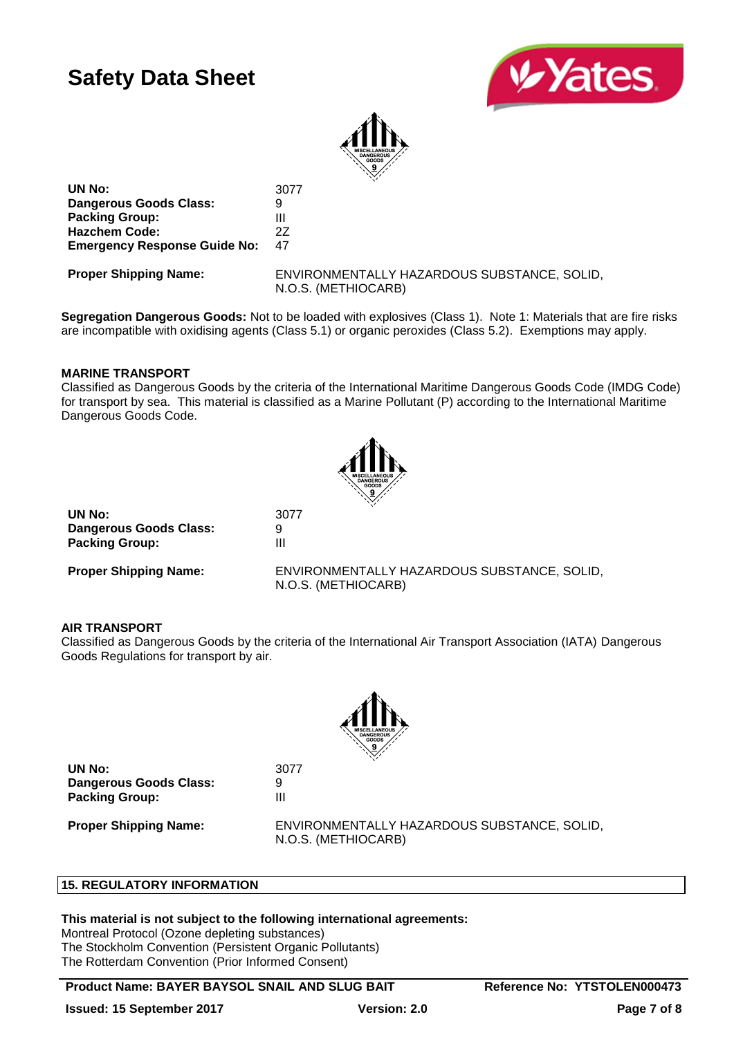| | |
|---|---|
| **UN No:** | 3077 |
| **Dangerous Goods Class:** | 9 |
| **Packing Group:** | III |
| **Hazchem Code:** | 2Z |
| **Emergency Response Guide No:** | 47 |

**Proper Shipping Name:** ENVIRONMENTALLY HAZARDOUS SUBSTANCE, SOLID, N.O.S. (METHIOCARB)

**Segregation Dangerous Goods:** Not to be loaded with explosives (Class 1). Note 1: Materials that are fire risks are incompatible with oxidising agents (Class 5.1) or organic peroxides (Class 5.2). Exemptions may apply.

**MARINE TRANSPORT**

Classified as Dangerous Goods by the criteria of the International Maritime Dangerous Goods Code (IMDG Code) for transport by sea. This material is classified as a Marine Pollutant (P) according to the International Maritime Dangerous Goods Code.

| | |
|---|---|
| **UN No:** | 3077 |
| **Dangerous Goods Class:** | 9 |
| **Packing Group:** | III |

**Proper Shipping Name:** ENVIRONMENTALLY HAZARDOUS SUBSTANCE, SOLID, N.O.S. (METHIOCARB)

**AIR TRANSPORT**

Classified as Dangerous Goods by the criteria of the International Air Transport Association (IATA) Dangerous Goods Regulations for transport by air.

| | |
|---|---|
| **UN No:** | 3077 |
| **Dangerous Goods Class:** | 9 |
| **Packing Group:** | III |

**Proper Shipping Name:** ENVIRONMENTALLY HAZARDOUS SUBSTANCE, SOLID, N.O.S. (METHIOCARB)

## 15. REGULATORY INFORMATION

**This material is not subject to the following international agreements:**

Montreal Protocol (Ozone depleting substances)
The Stockholm Convention (Persistent Organic Pollutants)
The Rotterdam Convention (Prior Informed Consent)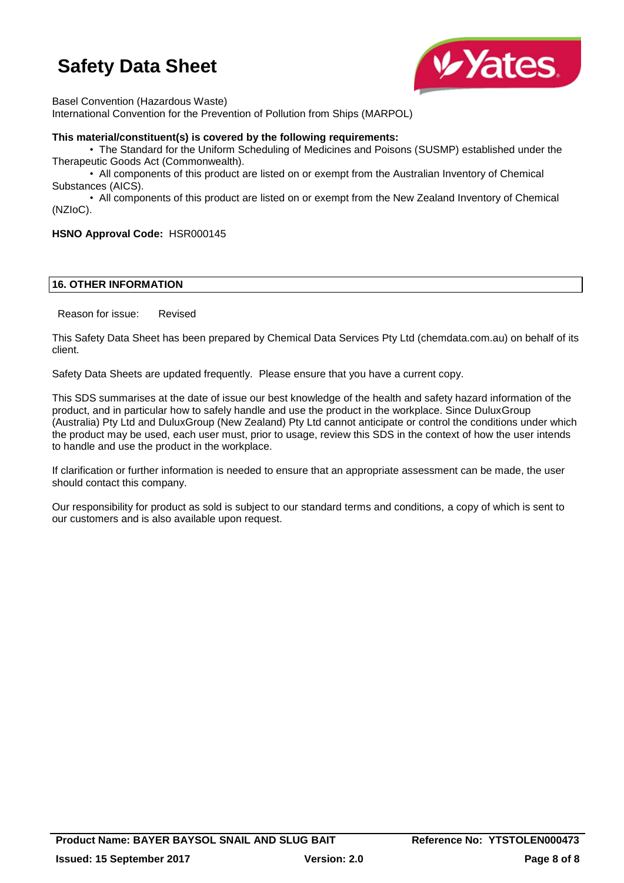Basel Convention (Hazardous Waste)
International Convention for the Prevention of Pollution from Ships (MARPOL)

**This material/constituent(s) is covered by the following requirements:**

- The Standard for the Uniform Scheduling of Medicines and Poisons (SUSMP) established under the Therapeutic Goods Act (Commonwealth).
- All components of this product are listed on or exempt from the Australian Inventory of Chemical Substances (AICS).
- All components of this product are listed on or exempt from the New Zealand Inventory of Chemical (NZIoC).

**HSNO Approval Code:** HSR000145

## 16. OTHER INFORMATION

Reason for issue: Revised

This Safety Data Sheet has been prepared by Chemical Data Services Pty Ltd (chemdata.com.au) on behalf of its client.

Safety Data Sheets are updated frequently. Please ensure that you have a current copy.

This SDS summarises at the date of issue our best knowledge of the health and safety hazard information of the product, and in particular how to safely handle and use the product in the workplace. Since DuluxGroup (Australia) Pty Ltd and DuluxGroup (New Zealand) Pty Ltd cannot anticipate or control the conditions under which the product may be used, each user must, prior to usage, review this SDS in the context of how the user intends to handle and use the product in the workplace.

If clarification or further information is needed to ensure that an appropriate assessment can be made, the user should contact this company.

Our responsibility for product as sold is subject to our standard terms and conditions, a copy of which is sent to our customers and is also available upon request.